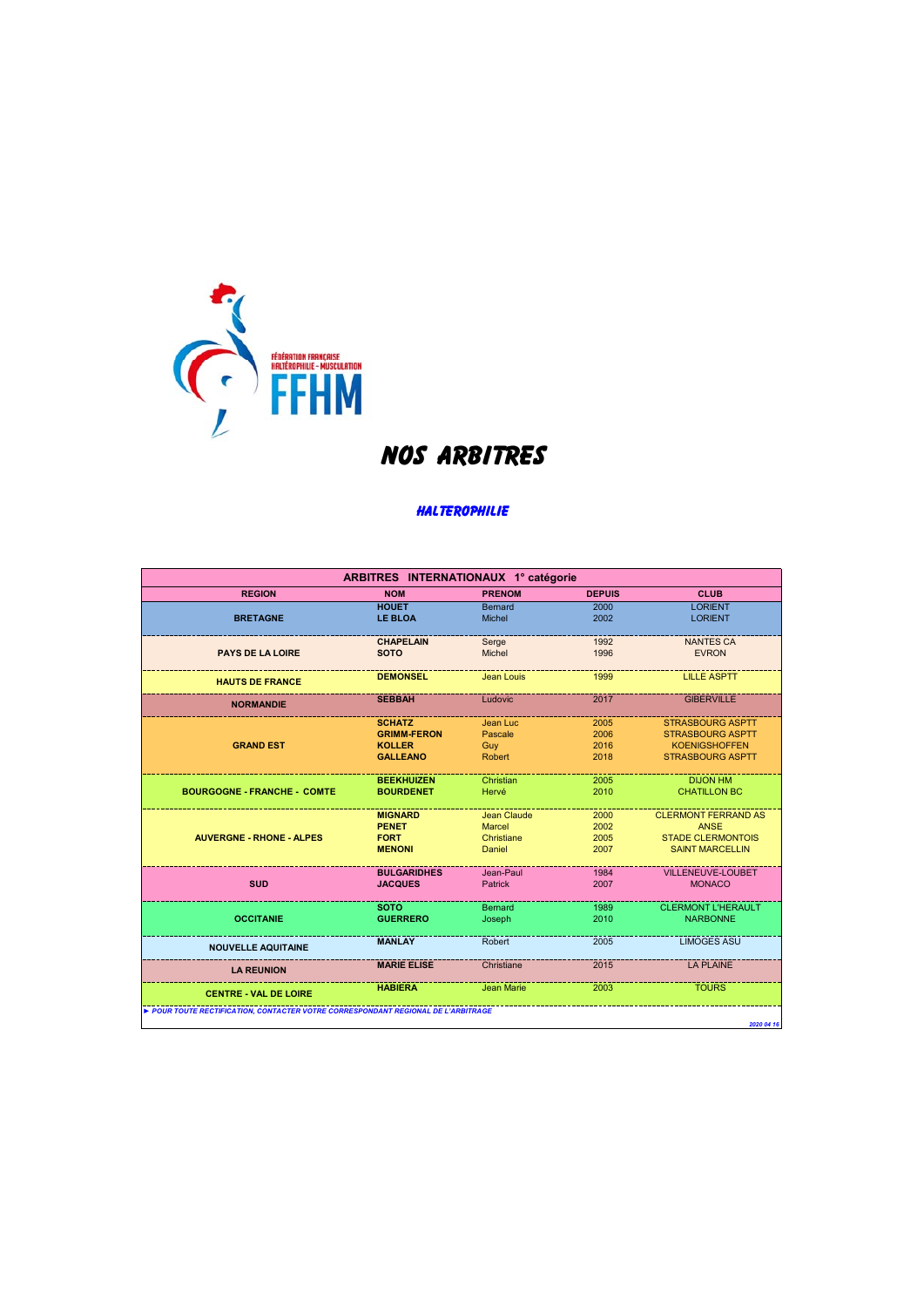FÉDÉRATION FRANÇAISE HALTÉROPHILIE - MUSCULATION

FFHM

# NOS ARBITRES

## HALTEROPHILIE

| ARBITRES INTERNATIONAUX 1° catégorie | | | | |
|---|---|---|---|---|
| **REGION** | **NOM** | **PRENOM** | **DEPUIS** | **CLUB** |
| **BRETAGNE** | **HOUET** | Bernard | 2000 | LORIENT |
| | **LE BLOA** | Michel | 2002 | LORIENT |
| **PAYS DE LA LOIRE** | **CHAPELAIN** | Serge | 1992 | NANTES CA |
| | **SOTO** | Michel | 1996 | EVRON |
| **HAUTS DE FRANCE** | **DEMONSEL** | Jean Louis | 1999 | LILLE ASPTT |
| **NORMANDIE** | **SEBBAH** | Ludovic | 2017 | GIBERVILLE |
| **GRAND EST** | **SCHATZ** | Jean Luc | 2005 | STRASBOURG ASPTT |
| | **GRIMM-FERON** | Pascale | 2006 | STRASBOURG ASPTT |
| | **KOLLER** | Guy | 2016 | KOENIGSHOFFEN |
| | **GALLEANO** | Robert | 2018 | STRASBOURG ASPTT |
| **BOURGOGNE - FRANCHE - COMTE** | **BEEKHUIZEN** | Christian | 2005 | DIJON HM |
| | **BOURDENET** | Hervé | 2010 | CHATILLON BC |
| **AUVERGNE - RHONE - ALPES** | **MIGNARD** | Jean Claude | 2000 | CLERMONT FERRAND AS |
| | **PENET** | Marcel | 2002 | ANSE |
| | **FORT** | Christiane | 2005 | STADE CLERMONTOIS |
| | **MENONI** | Daniel | 2007 | SAINT MARCELLIN |
| **SUD** | **BULGARIDHES** | Jean-Paul | 1984 | VILLENEUVE-LOUBET |
| | **JACQUES** | Patrick | 2007 | MONACO |
| **OCCITANIE** | **SOTO** | Bernard | 1989 | CLERMONT L'HERAULT |
| | **GUERRERO** | Joseph | 2010 | NARBONNE |
| **NOUVELLE AQUITAINE** | **MANLAY** | Robert | 2005 | LIMOGES ASU |
| **LA REUNION** | **MARIE ELISE** | Christiane | 2015 | LA PLAINE |
| **CENTRE - VAL DE LOIRE** | **HABIERA** | Jean Marie | 2003 | TOURS |

*► POUR TOUTE RECTIFICATION, CONTACTER VOTRE CORRESPONDANT REGIONAL DE L'ARBITRAGE*

*2020 04 16*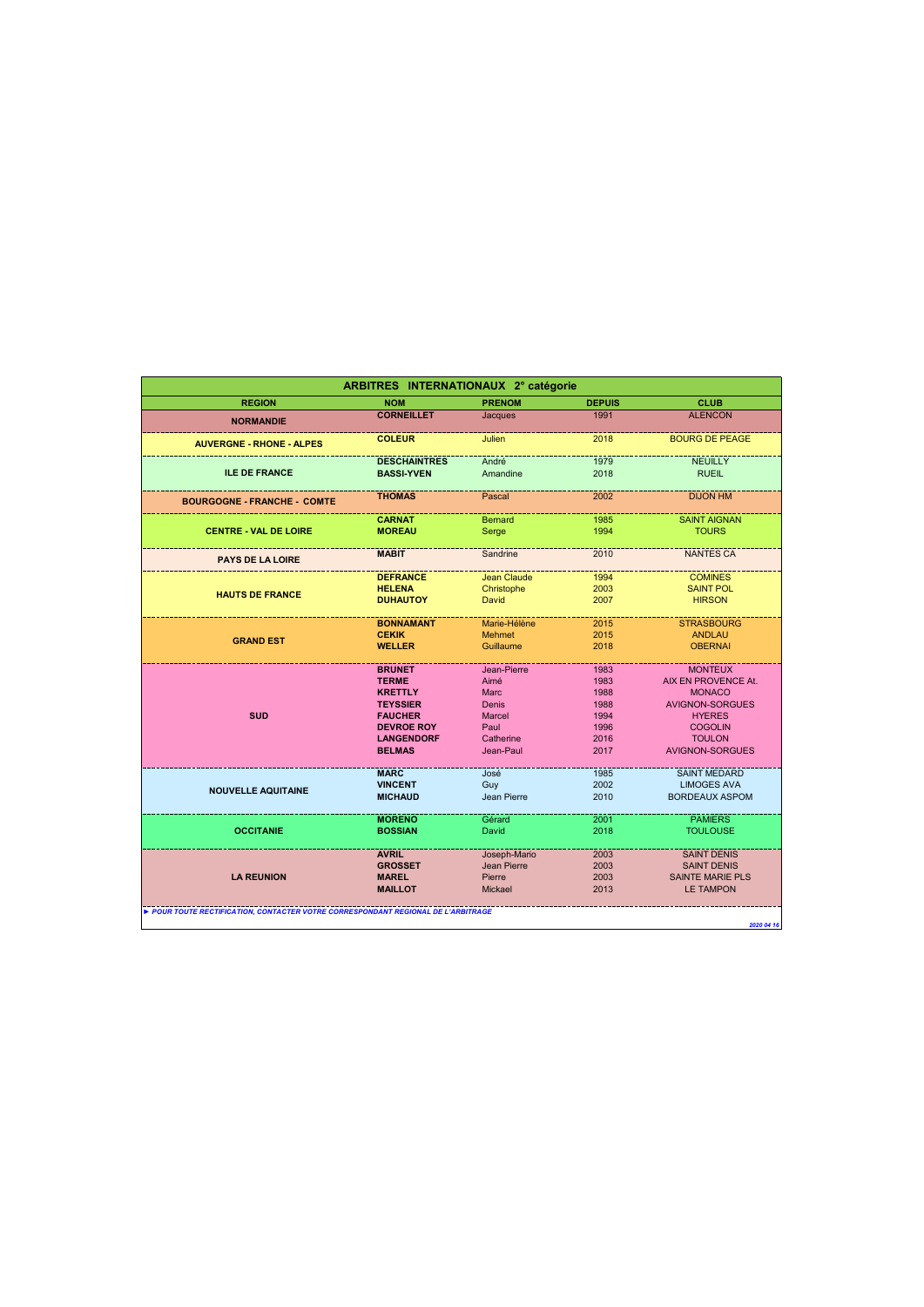## ARBITRES INTERNATIONAUX 2° catégorie

| REGION | NOM | PRENOM | DEPUIS | CLUB |
|---|---|---|---|---|
| NORMANDIE | **CORNEILLET** | Jacques | 1991 | ALENCON |
| AUVERGNE - RHONE - ALPES | **COLEUR** | Julien | 2018 | BOURG DE PEAGE |
| ILE DE FRANCE | **DESCHAINTRES** | André | 1979 | NEUILLY |
| | **BASSI-YVEN** | Amandine | 2018 | RUEIL |
| BOURGOGNE - FRANCHE - COMTE | **THOMAS** | Pascal | 2002 | DIJON HM |
| CENTRE - VAL DE LOIRE | **CARNAT** | Bernard | 1985 | SAINT AIGNAN |
| | **MOREAU** | Serge | 1994 | TOURS |
| PAYS DE LA LOIRE | **MABIT** | Sandrine | 2010 | NANTES CA |
| HAUTS DE FRANCE | **DEFRANCE** | Jean Claude | 1994 | COMINES |
| | **HELENA** | Christophe | 2003 | SAINT POL |
| | **DUHAUTOY** | David | 2007 | HIRSON |
| GRAND EST | **BONNAMANT** | Marie-Hélène | 2015 | STRASBOURG |
| | **CEKIK** | Mehmet | 2015 | ANDLAU |
| | **WELLER** | Guillaume | 2018 | OBERNAI |
| SUD | **BRUNET** | Jean-Pierre | 1983 | MONTEUX |
| | **TERME** | Aimé | 1983 | AIX EN PROVENCE At. |
| | **KRETTLY** | Marc | 1988 | MONACO |
| | **TEYSSIER** | Denis | 1988 | AVIGNON-SORGUES |
| | **FAUCHER** | Marcel | 1994 | HYERES |
| | **DEVROE ROY** | Paul | 1996 | COGOLIN |
| | **LANGENDORF** | Catherine | 2016 | TOULON |
| | **BELMAS** | Jean-Paul | 2017 | AVIGNON-SORGUES |
| NOUVELLE AQUITAINE | **MARC** | José | 1985 | SAINT MEDARD |
| | **VINCENT** | Guy | 2002 | LIMOGES AVA |
| | **MICHAUD** | Jean Pierre | 2010 | BORDEAUX ASPOM |
| OCCITANIE | **MORENO** | Gérard | 2001 | PAMIERS |
| | **BOSSIAN** | David | 2018 | TOULOUSE |
| LA REUNION | **AVRIL** | Joseph-Mario | 2003 | SAINT DENIS |
| | **GROSSET** | Jean Pierre | 2003 | SAINT DENIS |
| | **MAREL** | Pierre | 2003 | SAINTE MARIE PLS |
| | **MAILLOT** | Mickael | 2013 | LE TAMPON |

*► POUR TOUTE RECTIFICATION, CONTACTER VOTRE CORRESPONDANT REGIONAL DE L'ARBITRAGE*

*2020 04 16*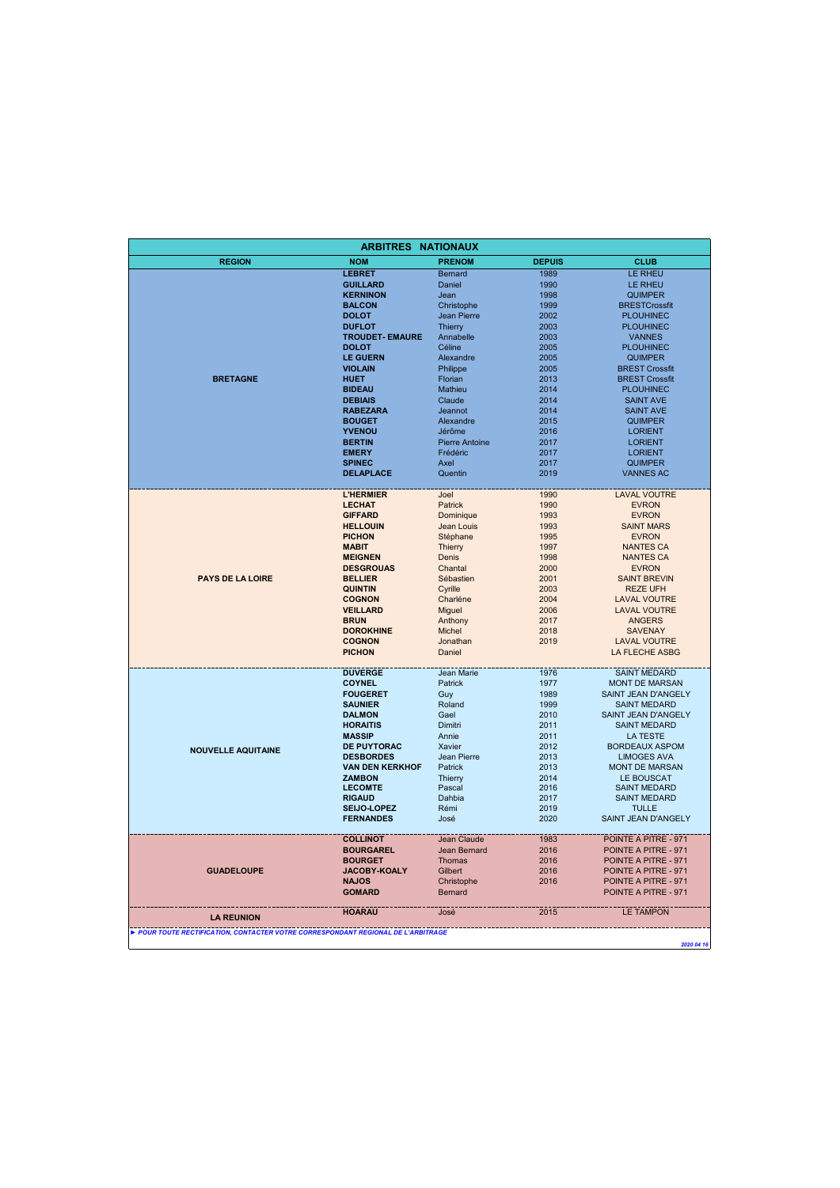## ARBITRES NATIONAUX

| REGION | NOM | PRENOM | DEPUIS | CLUB |
|---|---|---|---|---|
| BRETAGNE | **LEBRET** | Bernard | 1989 | LE RHEU |
| | **GUILLARD** | Daniel | 1990 | LE RHEU |
| | **KERNINON** | Jean | 1998 | QUIMPER |
| | **BALCON** | Christophe | 1999 | BRESTCrossfit |
| | **DOLOT** | Jean Pierre | 2002 | PLOUHINEC |
| | **DUFLOT** | Thierry | 2003 | PLOUHINEC |
| | **TROUDET- EMAURE** | Annabelle | 2003 | VANNES |
| | **DOLOT** | Céline | 2005 | PLOUHINEC |
| | **LE GUERN** | Alexandre | 2005 | QUIMPER |
| | **VIOLAIN** | Philippe | 2005 | BREST Crossfit |
| | **HUET** | Florian | 2013 | BREST Crossfit |
| | **BIDEAU** | Mathieu | 2014 | PLOUHINEC |
| | **DEBIAIS** | Claude | 2014 | SAINT AVE |
| | **RABEZARA** | Jeannot | 2014 | SAINT AVE |
| | **BOUGET** | Alexandre | 2015 | QUIMPER |
| | **YVENOU** | Jérôme | 2016 | LORIENT |
| | **BERTIN** | Pierre Antoine | 2017 | LORIENT |
| | **EMERY** | Frédéric | 2017 | LORIENT |
| | **SPINEC** | Axel | 2017 | QUIMPER |
| | **DELAPLACE** | Quentin | 2019 | VANNES AC |
| PAYS DE LA LOIRE | **L'HERMIER** | Joel | 1990 | LAVAL VOUTRE |
| | **LECHAT** | Patrick | 1990 | EVRON |
| | **GIFFARD** | Dominique | 1993 | EVRON |
| | **HELLOUIN** | Jean Louis | 1993 | SAINT MARS |
| | **PICHON** | Stéphane | 1995 | EVRON |
| | **MABIT** | Thierry | 1997 | NANTES CA |
| | **MEIGNEN** | Denis | 1998 | NANTES CA |
| | **DESGROUAS** | Chantal | 2000 | EVRON |
| | **BELLIER** | Sébastien | 2001 | SAINT BREVIN |
| | **QUINTIN** | Cyrille | 2003 | REZE UFH |
| | **COGNON** | Charlène | 2004 | LAVAL VOUTRE |
| | **VEILLARD** | Miguel | 2006 | LAVAL VOUTRE |
| | **BRUN** | Anthony | 2017 | ANGERS |
| | **DOROKHINE** | Michel | 2018 | SAVENAY |
| | **COGNON** | Jonathan | 2019 | LAVAL VOUTRE |
| | **PICHON** | Daniel | | LA FLECHE ASBG |
| NOUVELLE AQUITAINE | **DUVERGE** | Jean Marie | 1976 | SAINT MEDARD |
| | **COYNEL** | Patrick | 1977 | MONT DE MARSAN |
| | **FOUGERET** | Guy | 1989 | SAINT JEAN D'ANGELY |
| | **SAUNIER** | Roland | 1999 | SAINT MEDARD |
| | **DALMON** | Gael | 2010 | SAINT JEAN D'ANGELY |
| | **HORAITIS** | Dimitri | 2011 | SAINT MEDARD |
| | **MASSIP** | Annie | 2011 | LA TESTE |
| | **DE PUYTORAC** | Xavier | 2012 | BORDEAUX ASPOM |
| | **DESBORDES** | Jean Pierre | 2013 | LIMOGES AVA |
| | **VAN DEN KERKHOF** | Patrick | 2013 | MONT DE MARSAN |
| | **ZAMBON** | Thierry | 2014 | LE BOUSCAT |
| | **LECOMTE** | Pascal | 2016 | SAINT MEDARD |
| | **RIGAUD** | Dahbia | 2017 | SAINT MEDARD |
| | **SEIJO-LOPEZ** | Rémi | 2019 | TULLE |
| | **FERNANDES** | José | 2020 | SAINT JEAN D'ANGELY |
| GUADELOUPE | **COLLINOT** | Jean Claude | 1983 | POINTE A PITRE - 971 |
| | **BOURGAREL** | Jean Bernard | 2016 | POINTE A PITRE - 971 |
| | **BOURGET** | Thomas | 2016 | POINTE A PITRE - 971 |
| | **JACOBY-KOALY** | Gilbert | 2016 | POINTE A PITRE - 971 |
| | **NAJOS** | Christophe | 2016 | POINTE A PITRE - 971 |
| | **GOMARD** | Bernard | | POINTE A PITRE - 971 |
| LA REUNION | **HOARAU** | José | 2015 | LE TAMPON |

*► POUR TOUTE RECTIFICATION, CONTACTER VOTRE CORRESPONDANT REGIONAL DE L'ARBITRAGE*

*2020 04 16*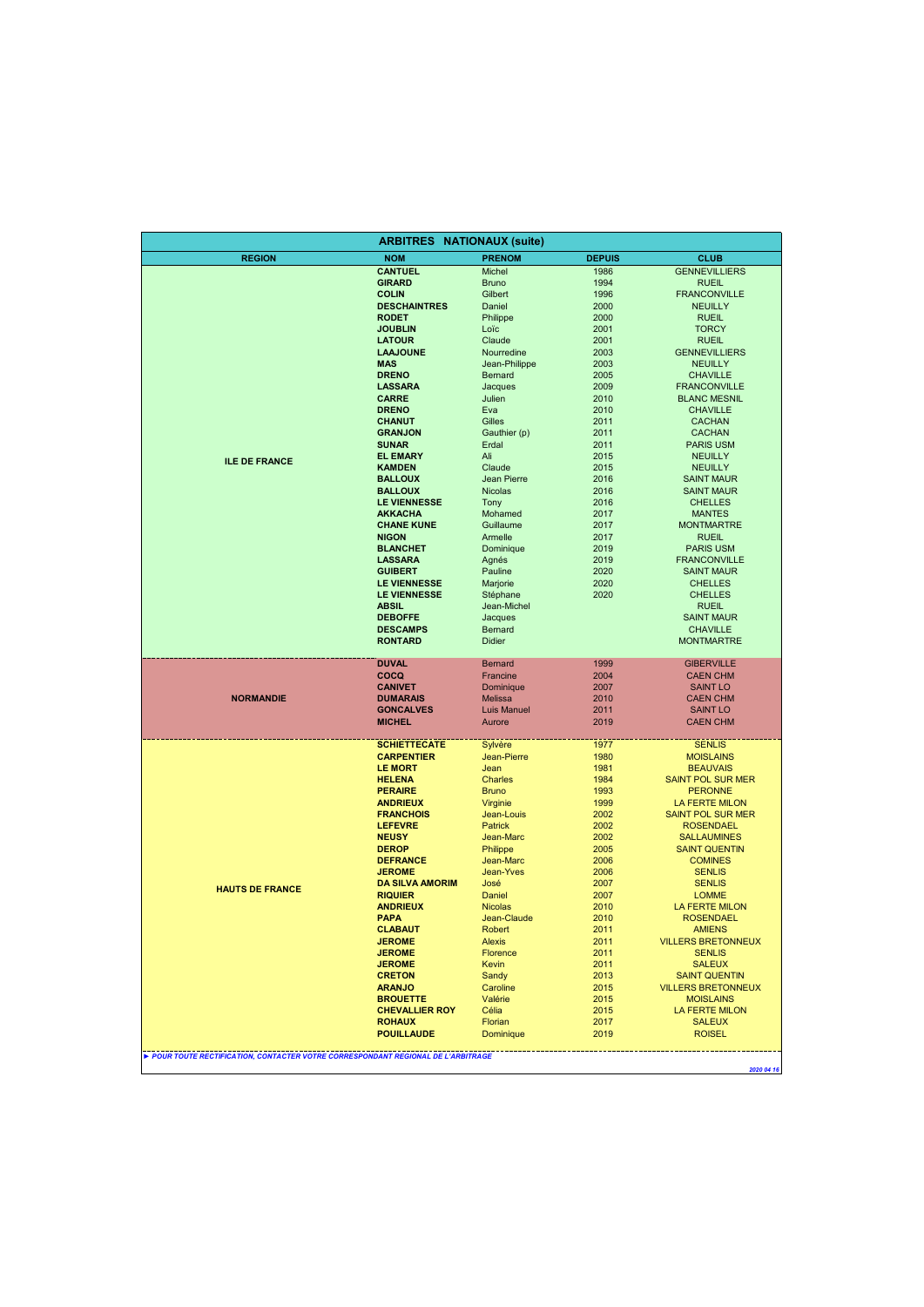## ARBITRES NATIONAUX (suite)

| REGION | NOM | PRENOM | DEPUIS | CLUB |
|---|---|---|---|---|
| ILE DE FRANCE | **CANTUEL** | Michel | 1986 | GENNEVILLIERS |
| | **GIRARD** | Bruno | 1994 | RUEIL |
| | **COLIN** | Gilbert | 1996 | FRANCONVILLE |
| | **DESCHAINTRES** | Daniel | 2000 | NEUILLY |
| | **RODET** | Philippe | 2000 | RUEIL |
| | **JOUBLIN** | Loïc | 2001 | TORCY |
| | **LATOUR** | Claude | 2001 | RUEIL |
| | **LAAJOUNE** | Nourredine | 2003 | GENNEVILLIERS |
| | **MAS** | Jean-Philippe | 2003 | NEUILLY |
| | **DRENO** | Bernard | 2005 | CHAVILLE |
| | **LASSARA** | Jacques | 2009 | FRANCONVILLE |
| | **CARRE** | Julien | 2010 | BLANC MESNIL |
| | **DRENO** | Eva | 2010 | CHAVILLE |
| | **CHANUT** | Gilles | 2011 | CACHAN |
| | **GRANJON** | Gauthier (p) | 2011 | CACHAN |
| | **SUNAR** | Erdal | 2011 | PARIS USM |
| | **EL EMARY** | Ali | 2015 | NEUILLY |
| | **KAMDEN** | Claude | 2015 | NEUILLY |
| | **BALLOUX** | Jean Pierre | 2016 | SAINT MAUR |
| | **BALLOUX** | Nicolas | 2016 | SAINT MAUR |
| | **LE VIENNESSE** | Tony | 2016 | CHELLES |
| | **AKKACHA** | Mohamed | 2017 | MANTES |
| | **CHANE KUNE** | Guillaume | 2017 | MONTMARTRE |
| | **NIGON** | Armelle | 2017 | RUEIL |
| | **BLANCHET** | Dominique | 2019 | PARIS USM |
| | **LASSARA** | Agnès | 2019 | FRANCONVILLE |
| | **GUIBERT** | Pauline | 2020 | SAINT MAUR |
| | **LE VIENNESSE** | Marjorie | 2020 | CHELLES |
| | **LE VIENNESSE** | Stéphane | 2020 | CHELLES |
| | **ABSIL** | Jean-Michel | | RUEIL |
| | **DEBOFFE** | Jacques | | SAINT MAUR |
| | **DESCAMPS** | Bernard | | CHAVILLE |
| | **RONTARD** | Didier | | MONTMARTRE |
| NORMANDIE | **DUVAL** | Bernard | 1999 | GIBERVILLE |
| | **COCQ** | Francine | 2004 | CAEN CHM |
| | **CANIVET** | Dominique | 2007 | SAINT LO |
| | **DUMARAIS** | Melissa | 2010 | CAEN CHM |
| | **GONCALVES** | Luis Manuel | 2011 | SAINT LO |
| | **MICHEL** | Aurore | 2019 | CAEN CHM |
| HAUTS DE FRANCE | **SCHIETTECATE** | Sylvère | 1977 | SENLIS |
| | **CARPENTIER** | Jean-Pierre | 1980 | MOISLAINS |
| | **LE MORT** | Jean | 1981 | BEAUVAIS |
| | **HELENA** | Charles | 1984 | SAINT POL SUR MER |
| | **PERAIRE** | Bruno | 1993 | PERONNE |
| | **ANDRIEUX** | Virginie | 1999 | LA FERTE MILON |
| | **FRANCHOIS** | Jean-Louis | 2002 | SAINT POL SUR MER |
| | **LEFEVRE** | Patrick | 2002 | ROSENDAEL |
| | **NEUSY** | Jean-Marc | 2002 | SALLAUMINES |
| | **DEROP** | Philippe | 2005 | SAINT QUENTIN |
| | **DEFRANCE** | Jean-Marc | 2006 | COMINES |
| | **JEROME** | Jean-Yves | 2006 | SENLIS |
| | **DA SILVA AMORIM** | José | 2007 | SENLIS |
| | **RIQUIER** | Daniel | 2007 | LOMME |
| | **ANDRIEUX** | Nicolas | 2010 | LA FERTE MILON |
| | **PAPA** | Jean-Claude | 2010 | ROSENDAEL |
| | **CLABAUT** | Robert | 2011 | AMIENS |
| | **JEROME** | Alexis | 2011 | VILLERS BRETONNEUX |
| | **JEROME** | Florence | 2011 | SENLIS |
| | **JEROME** | Kevin | 2011 | SALEUX |
| | **CRETON** | Sandy | 2013 | SAINT QUENTIN |
| | **ARANJO** | Caroline | 2015 | VILLERS BRETONNEUX |
| | **BROUETTE** | Valérie | 2015 | MOISLAINS |
| | **CHEVALLIER ROY** | Célia | 2015 | LA FERTE MILON |
| | **ROHAUX** | Florian | 2017 | SALEUX |
| | **POUILLAUDE** | Dominique | 2019 | ROISEL |

*► POUR TOUTE RECTIFICATION, CONTACTER VOTRE CORRESPONDANT REGIONAL DE L'ARBITRAGE*

*2020 04 16*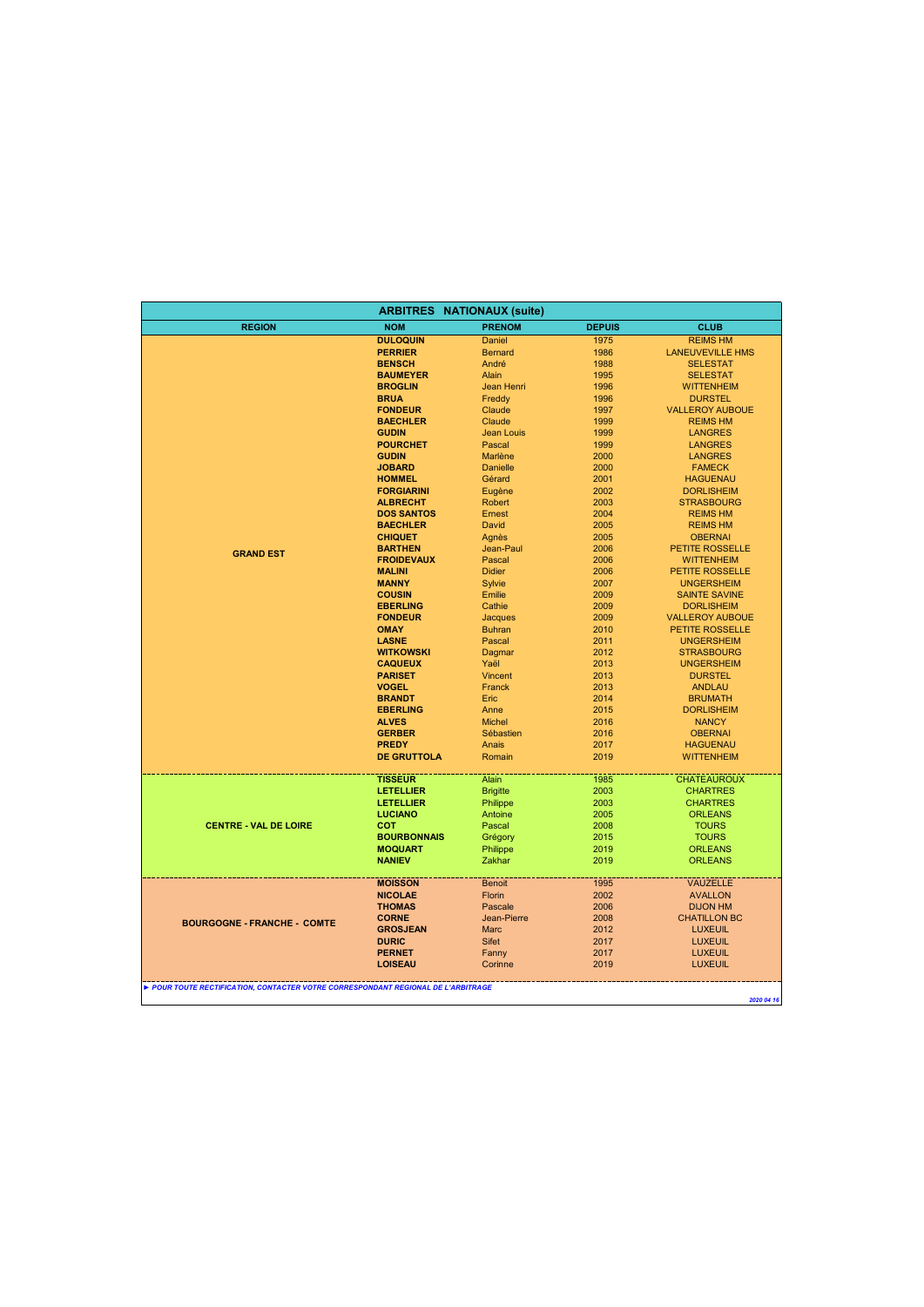## ARBITRES NATIONAUX (suite)

| REGION | NOM | PRENOM | DEPUIS | CLUB |
|---|---|---|---|---|
| GRAND EST | **DULOQUIN** | Daniel | 1975 | REIMS HM |
| | **PERRIER** | Bernard | 1986 | LANEUVEVILLE HMS |
| | **BENSCH** | André | 1988 | SELESTAT |
| | **BAUMEYER** | Alain | 1995 | SELESTAT |
| | **BROGLIN** | Jean Henri | 1996 | WITTENHEIM |
| | **BRUA** | Freddy | 1996 | DURSTEL |
| | **FONDEUR** | Claude | 1997 | VALLEROY AUBOUE |
| | **BAECHLER** | Claude | 1999 | REIMS HM |
| | **GUDIN** | Jean Louis | 1999 | LANGRES |
| | **POURCHET** | Pascal | 1999 | LANGRES |
| | **GUDIN** | Marlène | 2000 | LANGRES |
| | **JOBARD** | Danielle | 2000 | FAMECK |
| | **HOMMEL** | Gérard | 2001 | HAGUENAU |
| | **FORGIARINI** | Eugène | 2002 | DORLISHEIM |
| | **ALBRECHT** | Robert | 2003 | STRASBOURG |
| | **DOS SANTOS** | Ernest | 2004 | REIMS HM |
| | **BAECHLER** | David | 2005 | REIMS HM |
| | **CHIQUET** | Agnès | 2005 | OBERNAI |
| | **BARTHEN** | Jean-Paul | 2006 | PETITE ROSSELLE |
| | **FROIDEVAUX** | Pascal | 2006 | WITTENHEIM |
| | **MALINI** | Didier | 2006 | PETITE ROSSELLE |
| | **MANNY** | Sylvie | 2007 | UNGERSHEIM |
| | **COUSIN** | Emilie | 2009 | SAINTE SAVINE |
| | **EBERLING** | Cathie | 2009 | DORLISHEIM |
| | **FONDEUR** | Jacques | 2009 | VALLEROY AUBOUE |
| | **OMAY** | Buhran | 2010 | PETITE ROSSELLE |
| | **LASNE** | Pascal | 2011 | UNGERSHEIM |
| | **WITKOWSKI** | Dagmar | 2012 | STRASBOURG |
| | **CAQUEUX** | Yaël | 2013 | UNGERSHEIM |
| | **PARISET** | Vincent | 2013 | DURSTEL |
| | **VOGEL** | Franck | 2013 | ANDLAU |
| | **BRANDT** | Eric | 2014 | BRUMATH |
| | **EBERLING** | Anne | 2015 | DORLISHEIM |
| | **ALVES** | Michel | 2016 | NANCY |
| | **GERBER** | Sébastien | 2016 | OBERNAI |
| | **PREDY** | Anais | 2017 | HAGUENAU |
| | **DE GRUTTOLA** | Romain | 2019 | WITTENHEIM |
| CENTRE - VAL DE LOIRE | **TISSEUR** | Alain | 1985 | CHATEAUROUX |
| | **LETELLIER** | Brigitte | 2003 | CHARTRES |
| | **LETELLIER** | Philippe | 2003 | CHARTRES |
| | **LUCIANO** | Antoine | 2005 | ORLEANS |
| | **COT** | Pascal | 2008 | TOURS |
| | **BOURBONNAIS** | Grégory | 2015 | TOURS |
| | **MOQUART** | Philippe | 2019 | ORLEANS |
| | **NANIEV** | Zakhar | 2019 | ORLEANS |
| BOURGOGNE - FRANCHE - COMTE | **MOISSON** | Benoit | 1995 | VAUZELLE |
| | **NICOLAE** | Florin | 2002 | AVALLON |
| | **THOMAS** | Pascale | 2006 | DIJON HM |
| | **CORNE** | Jean-Pierre | 2008 | CHATILLON BC |
| | **GROSJEAN** | Marc | 2012 | LUXEUIL |
| | **DURIC** | Sifet | 2017 | LUXEUIL |
| | **PERNET** | Fanny | 2017 | LUXEUIL |
| | **LOISEAU** | Corinne | 2019 | LUXEUIL |

*► POUR TOUTE RECTIFICATION, CONTACTER VOTRE CORRESPONDANT REGIONAL DE L'ARBITRAGE*

*2020 04 16*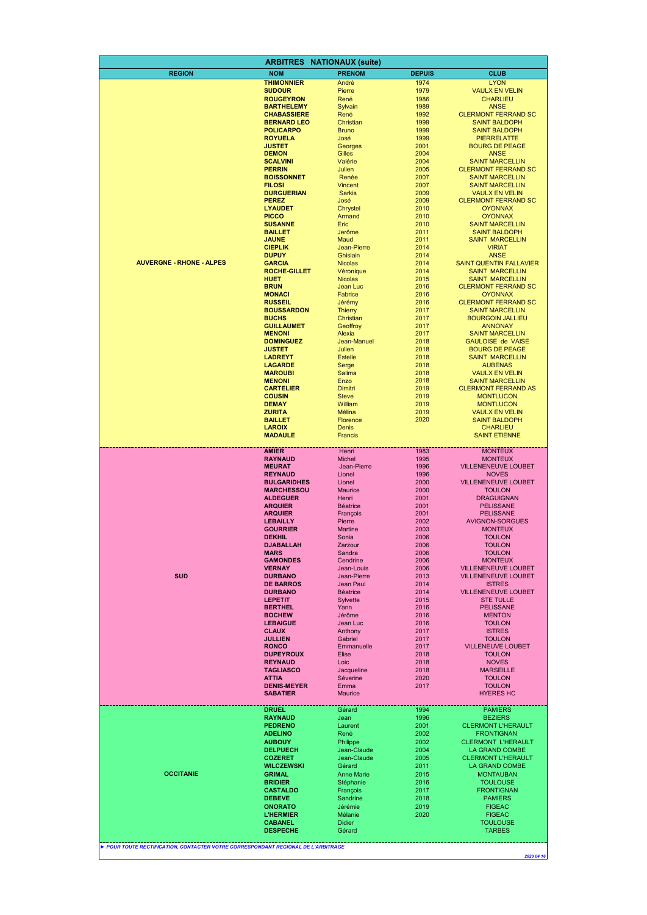## ARBITRES NATIONAUX (suite)

| REGION | NOM | PRENOM | DEPUIS | CLUB |
|---|---|---|---|---|
| AUVERGNE - RHONE - ALPES | THIMONNIER | André | 1974 | LYON |
| | SUDOUR | Pierre | 1979 | VAULX EN VELIN |
| | ROUGEYRON | René | 1986 | CHARLIEU |
| | BARTHELEMY | Sylvain | 1989 | ANSE |
| | CHABASSIERE | René | 1992 | CLERMONT FERRAND SC |
| | BERNARD LEO | Christian | 1999 | SAINT BALDOPH |
| | POLICARPO | Bruno | 1999 | SAINT BALDOPH |
| | ROYUELA | José | 1999 | PIERRELATTE |
| | JUSTET | Georges | 2001 | BOURG DE PEAGE |
| | DEMON | Gilles | 2004 | ANSE |
| | SCALVINI | Valérie | 2004 | SAINT MARCELLIN |
| | PERRIN | Julien | 2005 | CLERMONT FERRAND SC |
| | BOISSONNET | Renée | 2007 | SAINT MARCELLIN |
| | FILOSI | Vincent | 2007 | SAINT MARCELLIN |
| | DURGUERIAN | Sarkis | 2009 | VAULX EN VELIN |
| | PEREZ | José | 2009 | CLERMONT FERRAND SC |
| | LYAUDET | Chrystel | 2010 | OYONNAX |
| | PICCO | Armand | 2010 | OYONNAX |
| | SUSANNE | Eric | 2010 | SAINT MARCELLIN |
| | BAILLET | Jerôme | 2011 | SAINT BALDOPH |
| | JAUNE | Maud | 2011 | SAINT MARCELLIN |
| | CIEPLIK | Jean-Pierre | 2014 | VIRIAT |
| | DUPUY | Ghislain | 2014 | ANSE |
| | GARCIA | Nicolas | 2014 | SAINT QUENTIN FALLAVIER |
| | ROCHE-GILLET | Véronique | 2014 | SAINT MARCELLIN |
| | HUET | Nicolas | 2015 | SAINT MARCELLIN |
| | BRUN | Jean Luc | 2016 | CLERMONT FERRAND SC |
| | MONACI | Fabrice | 2016 | OYONNAX |
| | RUSSEIL | Jérémy | 2016 | CLERMONT FERRAND SC |
| | BOUSSARDON | Thierry | 2017 | SAINT MARCELLIN |
| | BUCHS | Christian | 2017 | BOURGOIN JALLIEU |
| | GUILLAUMET | Geoffroy | 2017 | ANNONAY |
| | MENONI | Alexia | 2017 | SAINT MARCELLIN |
| | DOMINGUEZ | Jean-Manuel | 2018 | GAULOISE de VAISE |
| | JUSTET | Julien | 2018 | BOURG DE PEAGE |
| | LADREYT | Estelle | 2018 | SAINT MARCELLIN |
| | LAGARDE | Serge | 2018 | AUBENAS |
| | MAROUBI | Salima | 2018 | VAULX EN VELIN |
| | MENONI | Enzo | 2018 | SAINT MARCELLIN |
| | CARTELIER | Dimitri | 2019 | CLERMONT FERRAND AS |
| | COUSIN | Steve | 2019 | MONTLUCON |
| | DEMAY | William | 2019 | MONTLUCON |
| | ZURITA | Mélina | 2019 | VAULX EN VELIN |
| | BAILLET | Florence | 2020 | SAINT BALDOPH |
| | LAROIX | Denis | | CHARLIEU |
| | MADAULE | Francis | | SAINT ETIENNE |
| SUD | AMIER | Henri | 1983 | MONTEUX |
| | RAYNAUD | Michel | 1995 | MONTEUX |
| | MEURAT | Jean-Pierre | 1996 | VILLENEUVE LOUBET |
| | REYNAUD | Lionel | 1996 | NOVES |
| | BULGARIDHES | Lionel | 2000 | VILLENEUVE LOUBET |
| | MARCHESSOU | Maurice | 2000 | TOULON |
| | ALDEGUER | Henri | 2001 | DRAGUIGNAN |
| | ARQUIER | Béatrice | 2001 | PELISSANE |
| | ARQUIER | François | 2001 | PELISSANE |
| | LEBAILLY | Pierre | 2002 | AVIGNON-SORGUES |
| | GOURRIER | Martine | 2003 | MONTEUX |
| | DEKHIL | Sonia | 2006 | TOULON |
| | DJABALLAH | Zarzour | 2006 | TOULON |
| | MARS | Sandra | 2006 | TOULON |
| | GAMONDES | Cendrine | 2006 | MONTEUX |
| | VERNAY | Jean-Louis | 2006 | VILLENEUVE LOUBET |
| | DURBANO | Jean-Pierre | 2013 | VILLENEUVE LOUBET |
| | DE BARROS | Jean Paul | 2014 | ISTRES |
| | DURBANO | Béatrice | 2014 | VILLENEUVE LOUBET |
| | LEPETIT | Sylvette | 2015 | STE TULLE |
| | BERTHEL | Yann | 2016 | PELISSANE |
| | BOCHEW | Jérôme | 2016 | MENTON |
| | LEBAIGUE | Jean Luc | 2016 | TOULON |
| | CLAUX | Anthony | 2017 | ISTRES |
| | JULLIEN | Gabriel | 2017 | TOULON |
| | RONCO | Emmanuelle | 2017 | VILLENEUVE LOUBET |
| | DUPEYROUX | Elise | 2018 | TOULON |
| | REYNAUD | Loic | 2018 | NOVES |
| | TAGLIASCO | Jacqueline | 2018 | MARSEILLE |
| | ATTIA | Séverine | 2020 | TOULON |
| | DENIS-MEYER | Emma | 2017 | TOULON |
| | SABATIER | Maurice | | HYERES HC |
| OCCITANIE | DRUEL | Gérard | 1994 | PAMIERS |
| | RAYNAUD | Jean | 1996 | BEZIERS |
| | PEDRENO | Laurent | 2001 | CLERMONT L'HERAULT |
| | ADELINO | René | 2002 | FRONTIGNAN |
| | AUBOUY | Philippe | 2002 | CLERMONT L'HERAULT |
| | DELPUECH | Jean-Claude | 2004 | LA GRAND COMBE |
| | COZERET | Jean-Claude | 2005 | CLERMONT L'HERAULT |
| | WILCZEWSKI | Gérard | 2011 | LA GRAND COMBE |
| | GRIMAL | Anne Marie | 2015 | MONTAUBAN |
| | BRIDIER | Stéphanie | 2016 | TOULOUSE |
| | CASTALDO | François | 2017 | FRONTIGNAN |
| | DEBEVE | Sandrine | 2018 | PAMIERS |
| | ONORATO | Jérémie | 2019 | FIGEAC |
| | L'HERMIER | Mélanie | 2020 | FIGEAC |
| | CABANEL | Didier | | TOULOUSE |
| | DESPECHE | Gérard | | TARBES |

*► POUR TOUTE RECTIFICATION, CONTACTER VOTRE CORRESPONDANT REGIONAL DE L'ARBITRAGE*

*2020 04 16*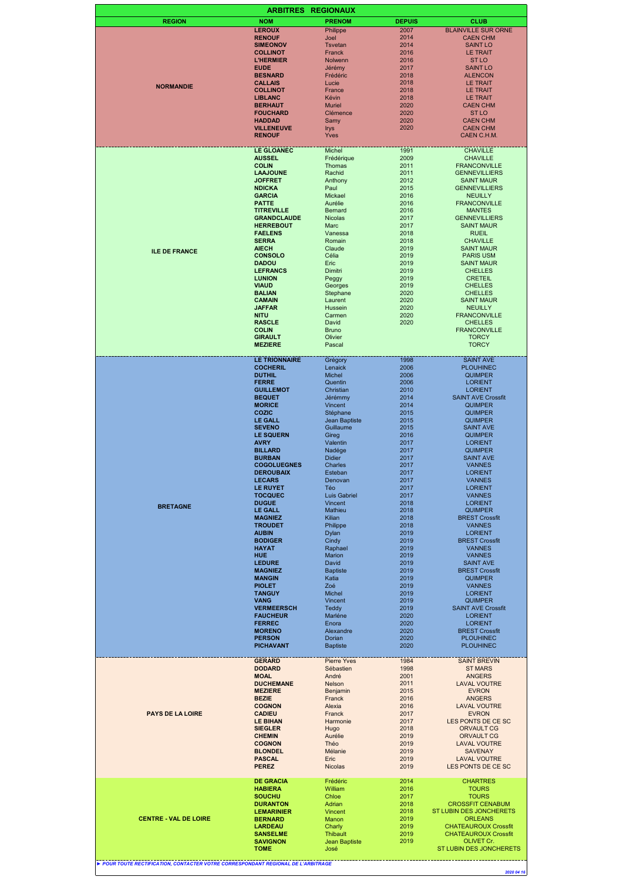# ARBITRES REGIONAUX

| REGION | NOM | PRENOM | DEPUIS | CLUB |
|---|---|---|---|---|
| NORMANDIE | LEROUX | Philippe | 2007 | BLAINVILLE SUR ORNE |
| | RENOUF | Joel | 2014 | CAEN CHM |
| | SIMEONOV | Tsvetan | 2014 | SAINT LO |
| | COLLINOT | Franck | 2016 | LE TRAIT |
| | L'HERMIER | Nolwenn | 2016 | ST LO |
| | EUDE | Jérémy | 2017 | SAINT LO |
| | BESNARD | Frédéric | 2018 | ALENCON |
| | CALLAIS | Lucie | 2018 | LE TRAIT |
| | COLLINOT | France | 2018 | LE TRAIT |
| | LIBLANC | Kévin | 2018 | LE TRAIT |
| | BERHAUT | Muriel | 2020 | CAEN CHM |
| | FOUCHARD | Clémence | 2020 | ST LO |
| | HADDAD | Samy | 2020 | CAEN CHM |
| | VILLENEUVE | Irys | 2020 | CAEN CHM |
| | RENOUF | Yves | | CAEN C.H.M. |
| ILE DE FRANCE | LE GLOANEC | Michel | 1991 | CHAVILLE |
| | AUSSEL | Frédérique | 2009 | CHAVILLE |
| | COLIN | Thomas | 2011 | FRANCONVILLE |
| | LAAJOUNE | Rachid | 2011 | GENNEVILLIERS |
| | JOFFRET | Anthony | 2012 | SAINT MAUR |
| | NDICKA | Paul | 2015 | GENNEVILLIERS |
| | GARCIA | Mickael | 2016 | NEUILLY |
| | PATTE | Aurélie | 2016 | FRANCONVILLE |
| | TITREVILLE | Bernard | 2016 | MANTES |
| | GRANDCLAUDE | Nicolas | 2017 | GENNEVILLIERS |
| | HERREBOUT | Marc | 2017 | SAINT MAUR |
| | FAELENS | Vanessa | 2018 | RUEIL |
| | SERRA | Romain | 2018 | CHAVILLE |
| | AIECH | Claude | 2019 | SAINT MAUR |
| | CONSOLO | Célia | 2019 | PARIS USM |
| | DADOU | Eric | 2019 | SAINT MAUR |
| | LEFRANCS | Dimitri | 2019 | CHELLES |
| | LUNION | Peggy | 2019 | CRETEIL |
| | VIAUD | Georges | 2019 | CHELLES |
| | BALIAN | Stephane | 2020 | CHELLES |
| | CAMAIN | Laurent | 2020 | SAINT MAUR |
| | JAFFAR | Hussein | 2020 | NEUILLY |
| | NITU | Carmen | 2020 | FRANCONVILLE |
| | RASCLE | David | 2020 | CHELLES |
| | COLIN | Bruno | | FRANCONVILLE |
| | GIRAULT | Olivier | | TORCY |
| | MEZIERE | Pascal | | TORCY |
| BRETAGNE | LE TRIONNAIRE | Grégory | 1998 | SAINT AVE |
| | COCHERIL | Lenaick | 2006 | PLOUHINEC |
| | DUTHIL | Michel | 2006 | QUIMPER |
| | FERRE | Quentin | 2006 | LORIENT |
| | GUILLEMOT | Christian | 2010 | LORIENT |
| | BEQUET | Jérémmy | 2014 | SAINT AVE Crossfit |
| | MORICE | Vincent | 2014 | QUIMPER |
| | COZIC | Stéphane | 2015 | QUIMPER |
| | LE GALL | Jean Baptiste | 2015 | QUIMPER |
| | SEVENO | Guillaume | 2015 | SAINT AVE |
| | LE SQUERN | Gireg | 2016 | QUIMPER |
| | AVRY | Valentin | 2017 | LORIENT |
| | BILLARD | Nadége | 2017 | QUIMPER |
| | BURBAN | Didier | 2017 | SAINT AVE |
| | COGOLUEGNES | Charles | 2017 | VANNES |
| | DEROUBAIX | Esteban | 2017 | LORIENT |
| | LECARS | Denovan | 2017 | VANNES |
| | LE RUYET | Téo | 2017 | LORIENT |
| | TOCQUEC | Luis Gabriel | 2017 | VANNES |
| | DUGUE | Vincent | 2018 | LORIENT |
| | LE GALL | Mathieu | 2018 | QUIMPER |
| | MAGNIEZ | Kilian | 2018 | BREST Crossfit |
| | TROUDET | Philippe | 2018 | VANNES |
| | AUBIN | Dylan | 2019 | LORIENT |
| | BODIGER | Cindy | 2019 | BREST Crossfit |
| | HAYAT | Raphael | 2019 | VANNES |
| | HUE | Marion | 2019 | VANNES |
| | LEDURE | David | 2019 | SAINT AVE |
| | MAGNIEZ | Baptiste | 2019 | BREST Crossfit |
| | MANGIN | Katia | 2019 | QUIMPER |
| | PIOLET | Zoé | 2019 | VANNES |
| | TANGUY | Michel | 2019 | LORIENT |
| | VANG | Vincent | 2019 | QUIMPER |
| | VERMEERSCH | Teddy | 2019 | SAINT AVE Crossfit |
| | FAUCHEUR | Marlène | 2020 | LORIENT |
| | FERREC | Enora | 2020 | LORIENT |
| | MORENO | Alexandre | 2020 | BREST Crossfit |
| | PERSON | Dorian | 2020 | PLOUHINEC |
| | PICHAVANT | Baptiste | 2020 | PLOUHINEC |
| PAYS DE LA LOIRE | GERARD | Pierre Yves | 1984 | SAINT BREVIN |
| | DODARD | Sébastien | 1998 | ST MARS |
| | MOAL | André | 2001 | ANGERS |
| | DUCHEMANE | Nelson | 2011 | LAVAL VOUTRE |
| | MEZIERE | Benjamin | 2015 | EVRON |
| | BEZIE | Franck | 2016 | ANGERS |
| | COGNON | Alexia | 2016 | LAVAL VOUTRE |
| | CADIEU | Franck | 2017 | EVRON |
| | LE BIHAN | Harmonie | 2017 | LES PONTS DE CE SC |
| | SIEGLER | Hugo | 2018 | ORVAULT CG |
| | CHEMIN | Aurélie | 2019 | ORVAULT CG |
| | COGNON | Théo | 2019 | LAVAL VOUTRE |
| | BLONDEL | Mélanie | 2019 | SAVENAY |
| | PASCAL | Eric | 2019 | LAVAL VOUTRE |
| | PEREZ | Nicolas | 2019 | LES PONTS DE CE SC |
| CENTRE - VAL DE LOIRE | DE GRACIA | Frédéric | 2014 | CHARTRES |
| | HABIERA | William | 2016 | TOURS |
| | SOUCHU | Chloe | 2017 | TOURS |
| | DURANTON | Adrian | 2018 | CROSSFIT CENABUM |
| | LEMARINIER | Vincent | 2018 | ST LUBIN DES JONCHERETS |
| | BERNARD | Manon | 2019 | ORLEANS |
| | LARDEAU | Charly | 2019 | CHATEAUROUX Crossfit |
| | SANSELME | Thibault | 2019 | CHATEAUROUX Crossfit |
| | SAVIGNON | Jean Baptiste | 2019 | OLIVET Cr. |
| | TOME | José | | ST LUBIN DES JONCHERETS |

*► POUR TOUTE RECTIFICATION, CONTACTER VOTRE CORRESPONDANT REGIONAL DE L'ARBITRAGE*

*2020 04 16*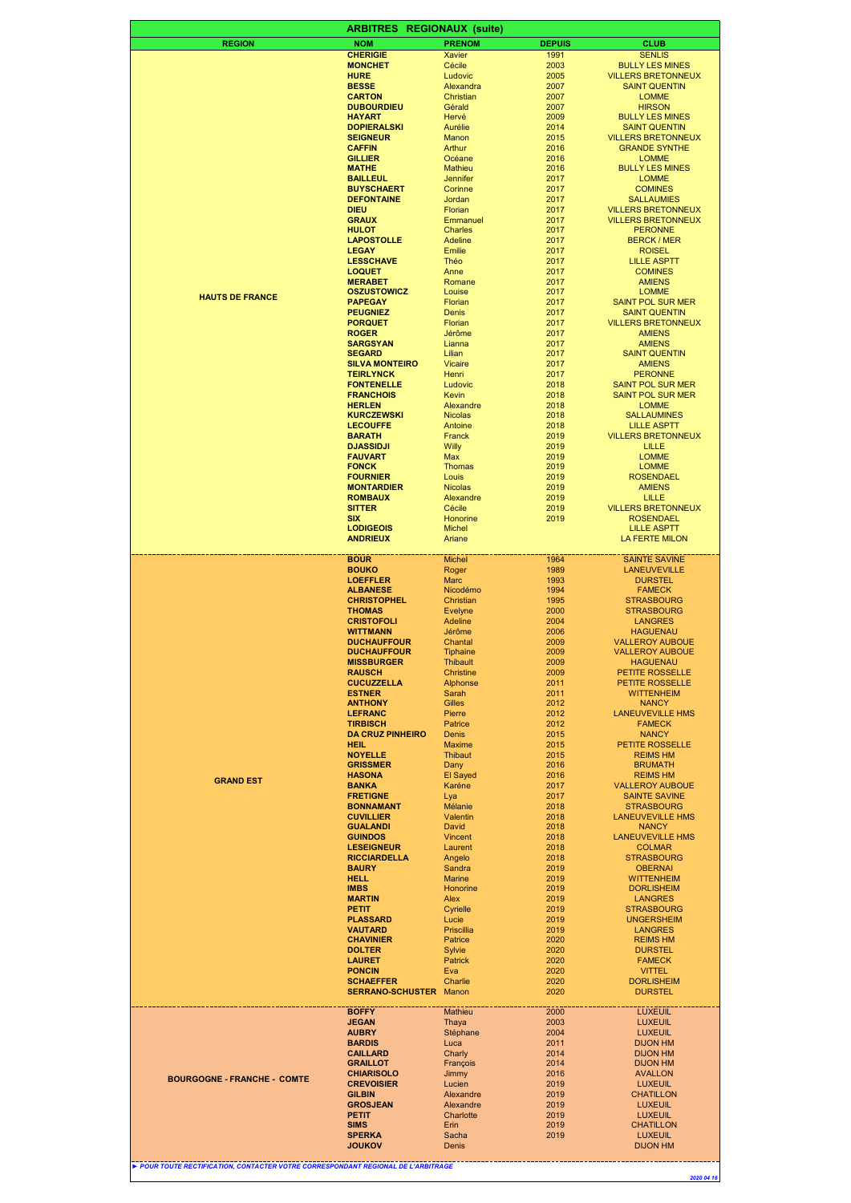# ARBITRES REGIONAUX (suite)

| REGION | NOM | PRENOM | DEPUIS | CLUB |
|---|---|---|---|---|
| HAUTS DE FRANCE | CHERIGIE | Xavier | 1991 | SENLIS |
| | MONCHET | Cécile | 2003 | BULLY LES MINES |
| | HURE | Ludovic | 2005 | VILLERS BRETONNEUX |
| | BESSE | Alexandra | 2007 | SAINT QUENTIN |
| | CARTON | Christian | 2007 | LOMME |
| | DUBOURDIEU | Gérald | 2007 | HIRSON |
| | HAYART | Hervé | 2009 | BULLY LES MINES |
| | DOPIERALSKI | Aurélie | 2014 | SAINT QUENTIN |
| | SEIGNEUR | Manon | 2015 | VILLERS BRETONNEUX |
| | CAFFIN | Arthur | 2016 | GRANDE SYNTHE |
| | GILLIER | Océane | 2016 | LOMME |
| | MATHE | Mathieu | 2016 | BULLY LES MINES |
| | BAILLEUL | Jennifer | 2017 | LOMME |
| | BUYSCHAERT | Corinne | 2017 | COMINES |
| | DEFONTAINE | Jordan | 2017 | SALLAUMIES |
| | DIEU | Florian | 2017 | VILLERS BRETONNEUX |
| | GRAUX | Emmanuel | 2017 | VILLERS BRETONNEUX |
| | HULOT | Charles | 2017 | PERONNE |
| | LAPOSTOLLE | Adeline | 2017 | BERCK / MER |
| | LEGAY | Emilie | 2017 | ROISEL |
| | LESSCHAVE | Théo | 2017 | LILLE ASPTT |
| | LOQUET | Anne | 2017 | COMINES |
| | MERABET | Romane | 2017 | AMIENS |
| | OSZUSTOWICZ | Louise | 2017 | LOMME |
| | PAPEGAY | Florian | 2017 | SAINT POL SUR MER |
| | PEUGNIEZ | Denis | 2017 | SAINT QUENTIN |
| | PORQUET | Florian | 2017 | VILLERS BRETONNEUX |
| | ROGER | Jérôme | 2017 | AMIENS |
| | SARGSYAN | Lianna | 2017 | AMIENS |
| | SEGARD | Lilian | 2017 | SAINT QUENTIN |
| | SILVA MONTEIRO | Vicaire | 2017 | AMIENS |
| | TEIRLYNCK | Henri | 2017 | PERONNE |
| | FONTENELLE | Ludovic | 2018 | SAINT POL SUR MER |
| | FRANCHOIS | Kevin | 2018 | SAINT POL SUR MER |
| | HERLEN | Alexandre | 2018 | LOMME |
| | KURCZEWSKI | Nicolas | 2018 | SALLAUMINES |
| | LECOUFFE | Antoine | 2018 | LILLE ASPTT |
| | BARATH | Franck | 2019 | VILLERS BRETONNEUX |
| | DJASSIDJI | Willy | 2019 | LILLE |
| | FAUVART | Max | 2019 | LOMME |
| | FONCK | Thomas | 2019 | LOMME |
| | FOURNIER | Louis | 2019 | ROSENDAEL |
| | MONTARDIER | Nicolas | 2019 | AMIENS |
| | ROMBAUX | Alexandre | 2019 | LILLE |
| | SITTER | Cécile | 2019 | VILLERS BRETONNEUX |
| | SIX | Honorine | 2019 | ROSENDAEL |
| | LODIGEOIS | Michel | | LILLE ASPTT |
| | ANDRIEUX | Ariane | | LA FERTE MILON |
| GRAND EST | BOUR | Michel | 1964 | SAINTE SAVINE |
| | BOUKO | Roger | 1989 | LANEUVEVILLE |
| | LOEFFLER | Marc | 1993 | DURSTEL |
| | ALBANESE | Nicodémo | 1994 | FAMECK |
| | CHRISTOPHEL | Christian | 1995 | STRASBOURG |
| | THOMAS | Evelyne | 2000 | STRASBOURG |
| | CRISTOFOLI | Adeline | 2004 | LANGRES |
| | WITTMANN | Jérôme | 2006 | HAGUENAU |
| | DUCHAUFFOUR | Chantal | 2009 | VALLEROY AUBOUE |
| | DUCHAUFFOUR | Tiphaine | 2009 | VALLEROY AUBOUE |
| | MISSBURGER | Thibault | 2009 | HAGUENAU |
| | RAUSCH | Christine | 2009 | PETITE ROSSELLE |
| | CUCUZZELLA | Alphonse | 2011 | PETITE ROSSELLE |
| | ESTNER | Sarah | 2011 | WITTENHEIM |
| | ANTHONY | Gilles | 2012 | NANCY |
| | LEFRANC | Pierre | 2012 | LANEUVEVILLE HMS |
| | TIRBISCH | Patrice | 2012 | FAMECK |
| | DA CRUZ PINHEIRO | Denis | 2015 | NANCY |
| | HEIL | Maxime | 2015 | PETITE ROSSELLE |
| | NOYELLE | Thibaut | 2015 | REIMS HM |
| | GRISSMER | Dany | 2016 | BRUMATH |
| | HASONA | El Sayed | 2016 | REIMS HM |
| | BANKA | Karène | 2017 | VALLEROY AUBOUE |
| | FRETIGNE | Lya | 2017 | SAINTE SAVINE |
| | BONNAMANT | Mélanie | 2018 | STRASBOURG |
| | CUVILLIER | Valentin | 2018 | LANEUVEVILLE HMS |
| | GUALANDI | David | 2018 | NANCY |
| | GUINDOS | Vincent | 2018 | LANEUVEVILLE HMS |
| | LESEIGNEUR | Laurent | 2018 | COLMAR |
| | RICCIARDELLA | Angelo | 2018 | STRASBOURG |
| | BAURY | Sandra | 2019 | OBERNAI |
| | HELL | Marine | 2019 | WITTENHEIM |
| | IMBS | Honorine | 2019 | DORLISHEIM |
| | MARTIN | Alex | 2019 | LANGRES |
| | PETIT | Cyrielle | 2019 | STRASBOURG |
| | PLASSARD | Lucie | 2019 | UNGERSHEIM |
| | VAUTARD | Priscillia | 2019 | LANGRES |
| | CHAVINIER | Patrice | 2020 | REIMS HM |
| | DOLTER | Sylvie | 2020 | DURSTEL |
| | LAURET | Patrick | 2020 | FAMECK |
| | PONCIN | Eva | 2020 | VITTEL |
| | SCHAEFFER | Charlie | 2020 | DORLISHEIM |
| | SERRANO-SCHUSTER | Manon | 2020 | DURSTEL |
| BOURGOGNE - FRANCHE - COMTE | BOFFY | Mathieu | 2000 | LUXEUIL |
| | JEGAN | Thaya | 2003 | LUXEUIL |
| | AUBRY | Stéphane | 2004 | LUXEUIL |
| | BARDIS | Luca | 2011 | DIJON HM |
| | CAILLARD | Charly | 2014 | DIJON HM |
| | GRAILLOT | François | 2014 | DIJON HM |
| | CHIARISOLO | Jimmy | 2016 | AVALLON |
| | CREVOISIER | Lucien | 2019 | LUXEUIL |
| | GILBIN | Alexandre | 2019 | CHATILLON |
| | GROSJEAN | Alexandre | 2019 | LUXEUIL |
| | PETIT | Charlotte | 2019 | LUXEUIL |
| | SIMS | Erin | 2019 | CHATILLON |
| | SPERKA | Sacha | 2019 | LUXEUIL |
| | JOUKOV | Denis | | DIJON HM |

*► POUR TOUTE RECTIFICATION, CONTACTER VOTRE CORRESPONDANT REGIONAL DE L'ARBITRAGE*

*2020 04 16*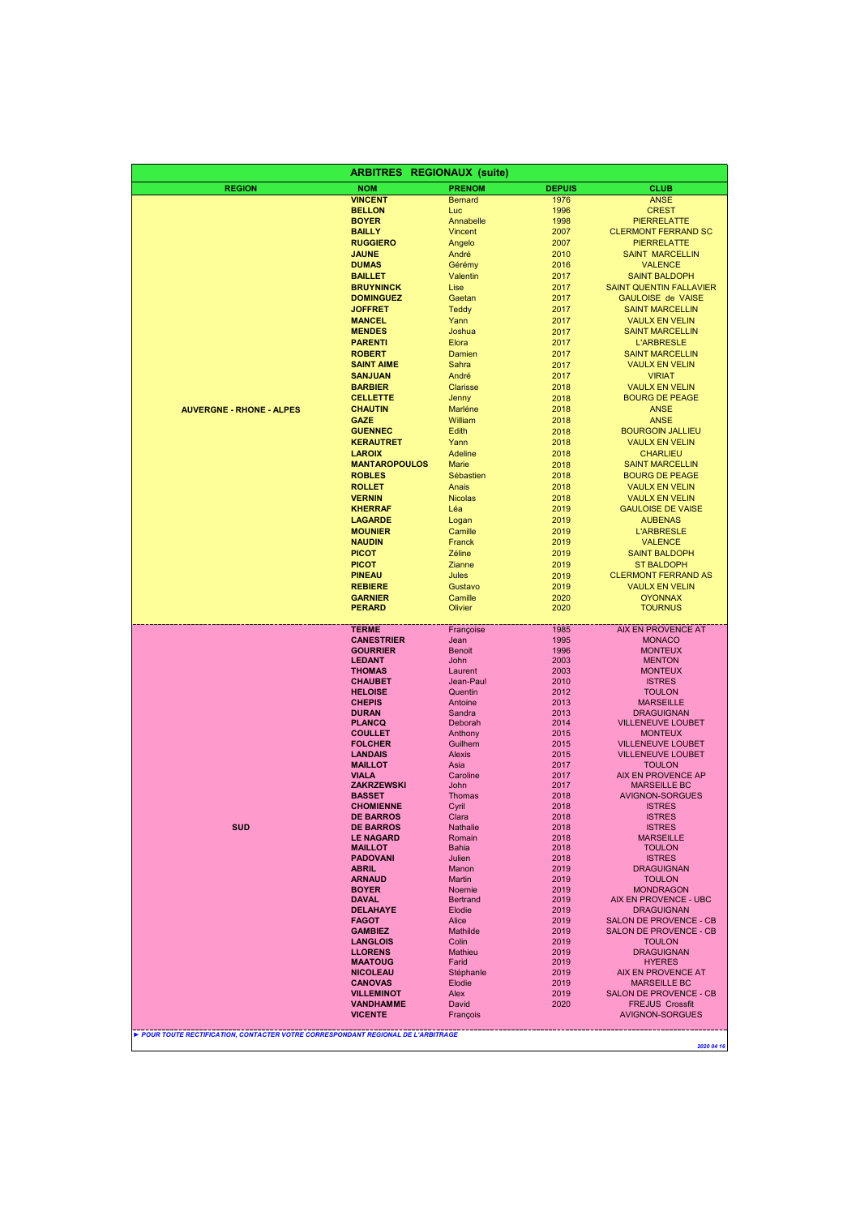## ARBITRES REGIONAUX (suite)

| REGION | NOM | PRENOM | DEPUIS | CLUB |
|---|---|---|---|---|
| AUVERGNE - RHONE - ALPES | VINCENT | Bernard | 1976 | ANSE |
| | BELLON | Luc | 1996 | CREST |
| | BOYER | Annabelle | 1998 | PIERRELATTE |
| | BAILLY | Vincent | 2007 | CLERMONT FERRAND SC |
| | RUGGIERO | Angelo | 2007 | PIERRELATTE |
| | JAUNE | André | 2010 | SAINT MARCELLIN |
| | DUMAS | Gérémy | 2016 | VALENCE |
| | BAILLET | Valentin | 2017 | SAINT BALDOPH |
| | BRUYNINCK | Lise | 2017 | SAINT QUENTIN FALLAVIER |
| | DOMINGUEZ | Gaetan | 2017 | GAULOISE de VAISE |
| | JOFFRET | Teddy | 2017 | SAINT MARCELLIN |
| | MANCEL | Yann | 2017 | VAULX EN VELIN |
| | MENDES | Joshua | 2017 | SAINT MARCELLIN |
| | PARENTI | Elora | 2017 | L'ARBRESLE |
| | ROBERT | Damien | 2017 | SAINT MARCELLIN |
| | SAINT AIME | Sahra | 2017 | VAULX EN VELIN |
| | SANJUAN | André | 2017 | VIRIAT |
| | BARBIER | Clarisse | 2018 | VAULX EN VELIN |
| | CELLETTE | Jenny | 2018 | BOURG DE PEAGE |
| | CHAUTIN | Marléne | 2018 | ANSE |
| | GAZE | William | 2018 | ANSE |
| | GUENNEC | Edith | 2018 | BOURGOIN JALLIEU |
| | KERAUTRET | Yann | 2018 | VAULX EN VELIN |
| | LAROIX | Adeline | 2018 | CHARLIEU |
| | MANTAROPOULOS | Marie | 2018 | SAINT MARCELLIN |
| | ROBLES | Sébastien | 2018 | BOURG DE PEAGE |
| | ROLLET | Anais | 2018 | VAULX EN VELIN |
| | VERNIN | Nicolas | 2018 | VAULX EN VELIN |
| | KHERRAF | Léa | 2019 | GAULOISE DE VAISE |
| | LAGARDE | Logan | 2019 | AUBENAS |
| | MOUNIER | Camille | 2019 | L'ARBRESLE |
| | NAUDIN | Franck | 2019 | VALENCE |
| | PICOT | Zéline | 2019 | SAINT BALDOPH |
| | PICOT | Zianne | 2019 | ST BALDOPH |
| | PINEAU | Jules | 2019 | CLERMONT FERRAND AS |
| | REBIERE | Gustavo | 2019 | VAULX EN VELIN |
| | GARNIER | Camille | 2020 | OYONNAX |
| | PERARD | Olivier | 2020 | TOURNUS |
| SUD | TERME | Françoise | 1985 | AIX EN PROVENCE AT |
| | CANESTRIER | Jean | 1995 | MONACO |
| | GOURRIER | Benoit | 1996 | MONTEUX |
| | LEDANT | John | 2003 | MENTON |
| | THOMAS | Laurent | 2003 | MONTEUX |
| | CHAUBET | Jean-Paul | 2010 | ISTRES |
| | HELOISE | Quentin | 2012 | TOULON |
| | CHEPIS | Antoine | 2013 | MARSEILLE |
| | DURAN | Sandra | 2013 | DRAGUIGNAN |
| | PLANCQ | Deborah | 2014 | VILLENEUVE LOUBET |
| | COULLET | Anthony | 2015 | MONTEUX |
| | FOLCHER | Guilhem | 2015 | VILLENEUVE LOUBET |
| | LANDAIS | Alexis | 2015 | VILLENEUVE LOUBET |
| | MAILLOT | Asia | 2017 | TOULON |
| | VIALA | Caroline | 2017 | AIX EN PROVENCE AP |
| | ZAKRZEWSKI | John | 2017 | MARSEILLE BC |
| | BASSET | Thomas | 2018 | AVIGNON-SORGUES |
| | CHOMIENNE | Cyril | 2018 | ISTRES |
| | DE BARROS | Clara | 2018 | ISTRES |
| | DE BARROS | Nathalie | 2018 | ISTRES |
| | LE NAGARD | Romain | 2018 | MARSEILLE |
| | MAILLOT | Bahia | 2018 | TOULON |
| | PADOVANI | Julien | 2018 | ISTRES |
| | ABRIL | Manon | 2019 | DRAGUIGNAN |
| | ARNAUD | Martin | 2019 | TOULON |
| | BOYER | Noemie | 2019 | MONDRAGON |
| | DAVAL | Bertrand | 2019 | AIX EN PROVENCE - UBC |
| | DELAHAYE | Elodie | 2019 | DRAGUIGNAN |
| | FAGOT | Alice | 2019 | SALON DE PROVENCE - CB |
| | GAMBIEZ | Mathilde | 2019 | SALON DE PROVENCE - CB |
| | LANGLOIS | Colin | 2019 | TOULON |
| | LLORENS | Mathieu | 2019 | DRAGUIGNAN |
| | MAATOUG | Farid | 2019 | HYERES |
| | NICOLEAU | Stéphanle | 2019 | AIX EN PROVENCE AT |
| | CANOVAS | Elodie | 2019 | MARSEILLE BC |
| | VILLEMINOT | Alex | 2019 | SALON DE PROVENCE - CB |
| | VANDHAMME | David | 2020 | FREJUS Crossfit |
| | VICENTE | François | | AVIGNON-SORGUES |

*► POUR TOUTE RECTIFICATION, CONTACTER VOTRE CORRESPONDANT REGIONAL DE L'ARBITRAGE*

*2020 04 16*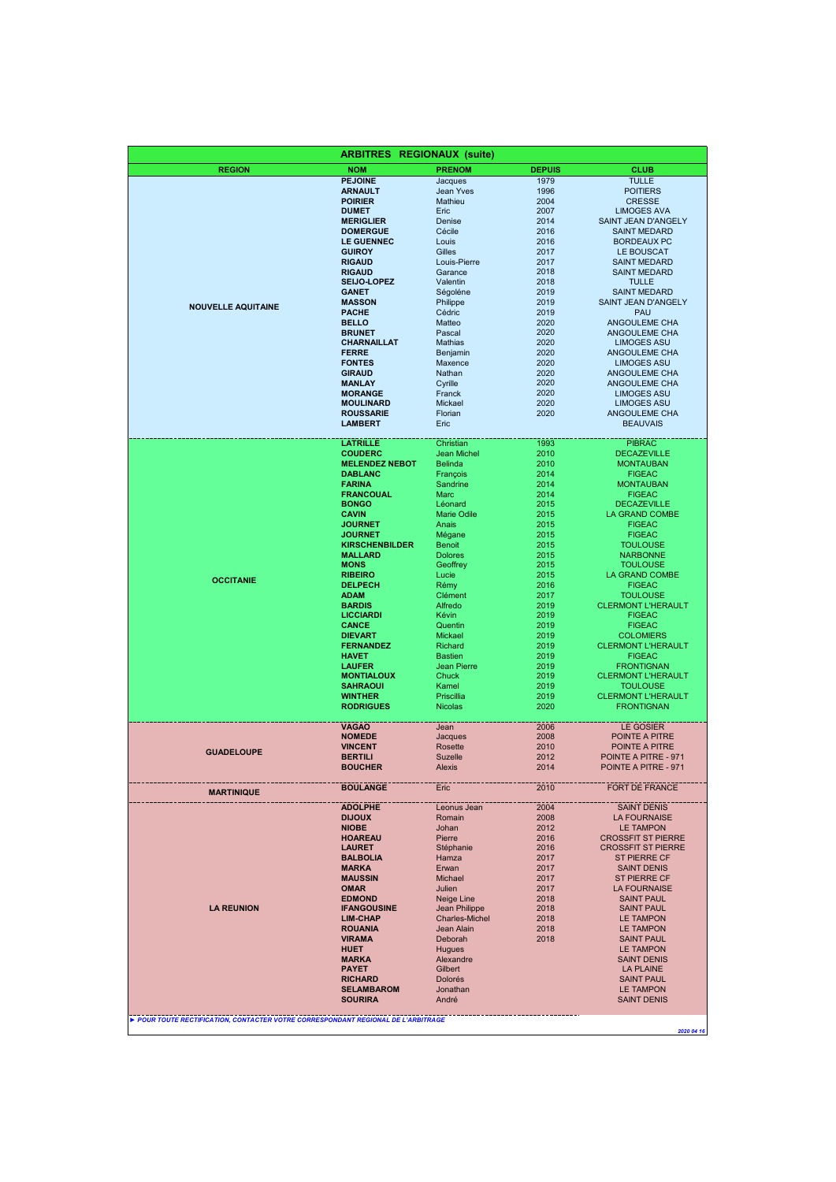## ARBITRES REGIONAUX (suite)

| REGION | NOM | PRENOM | DEPUIS | CLUB |
|---|---|---|---|---|
| NOUVELLE AQUITAINE | **PEJOINE** | Jacques | 1979 | TULLE |
| | **ARNAULT** | Jean Yves | 1996 | POITIERS |
| | **POIRIER** | Mathieu | 2004 | CRESSE |
| | **DUMET** | Eric | 2007 | LIMOGES AVA |
| | **MERIGLIER** | Denise | 2014 | SAINT JEAN D'ANGELY |
| | **DOMERGUE** | Cécile | 2016 | SAINT MEDARD |
| | **LE GUENNEC** | Louis | 2016 | BORDEAUX PC |
| | **GUIROY** | Gilles | 2017 | LE BOUSCAT |
| | **RIGAUD** | Louis-Pierre | 2017 | SAINT MEDARD |
| | **RIGAUD** | Garance | 2018 | SAINT MEDARD |
| | **SEIJO-LOPEZ** | Valentin | 2018 | TULLE |
| | **GANET** | Ségoléne | 2019 | SAINT MEDARD |
| | **MASSON** | Philippe | 2019 | SAINT JEAN D'ANGELY |
| | **PACHE** | Cédric | 2019 | PAU |
| | **BELLO** | Matteo | 2020 | ANGOULEME CHA |
| | **BRUNET** | Pascal | 2020 | ANGOULEME CHA |
| | **CHARNAILLAT** | Mathias | 2020 | LIMOGES ASU |
| | **FERRE** | Benjamin | 2020 | ANGOULEME CHA |
| | **FONTES** | Maxence | 2020 | LIMOGES ASU |
| | **GIRAUD** | Nathan | 2020 | ANGOULEME CHA |
| | **MANLAY** | Cyrille | 2020 | ANGOULEME CHA |
| | **MORANGE** | Franck | 2020 | LIMOGES ASU |
| | **MOULINARD** | Mickael | 2020 | LIMOGES ASU |
| | **ROUSSARIE** | Florian | 2020 | ANGOULEME CHA |
| | **LAMBERT** | Eric | | BEAUVAIS |
| OCCITANIE | **LATRILLE** | Christian | 1993 | PIBRAC |
| | **COUDERC** | Jean Michel | 2010 | DECAZEVILLE |
| | **MELENDEZ NEBOT** | Belinda | 2010 | MONTAUBAN |
| | **DABLANC** | François | 2014 | FIGEAC |
| | **FARINA** | Sandrine | 2014 | MONTAUBAN |
| | **FRANCOUAL** | Marc | 2014 | FIGEAC |
| | **BONGO** | Léonard | 2015 | DECAZEVILLE |
| | **CAVIN** | Marie Odile | 2015 | LA GRAND COMBE |
| | **JOURNET** | Anais | 2015 | FIGEAC |
| | **JOURNET** | Mégane | 2015 | FIGEAC |
| | **KIRSCHENBILDER** | Benoit | 2015 | TOULOUSE |
| | **MALLARD** | Dolores | 2015 | NARBONNE |
| | **MONS** | Geoffrey | 2015 | TOULOUSE |
| | **RIBEIRO** | Lucie | 2015 | LA GRAND COMBE |
| | **DELPECH** | Rémy | 2016 | FIGEAC |
| | **ADAM** | Clément | 2017 | TOULOUSE |
| | **BARDIS** | Alfredo | 2019 | CLERMONT L'HERAULT |
| | **LICCIARDI** | Kévin | 2019 | FIGEAC |
| | **CANCE** | Quentin | 2019 | FIGEAC |
| | **DIEVART** | Mickael | 2019 | COLOMIERS |
| | **FERNANDEZ** | Richard | 2019 | CLERMONT L'HERAULT |
| | **HAVET** | Bastien | 2019 | FIGEAC |
| | **LAUFER** | Jean Pierre | 2019 | FRONTIGNAN |
| | **MONTIALOUX** | Chuck | 2019 | CLERMONT L'HERAULT |
| | **SAHRAOUI** | Kamel | 2019 | TOULOUSE |
| | **WINTHER** | Priscillia | 2019 | CLERMONT L'HERAULT |
| | **RODRIGUES** | Nicolas | 2020 | FRONTIGNAN |
| GUADELOUPE | **VAGAO** | Jean | 2006 | LE GOSIER |
| | **NOMEDE** | Jacques | 2008 | POINTE A PITRE |
| | **VINCENT** | Rosette | 2010 | POINTE A PITRE |
| | **BERTILI** | Suzelle | 2012 | POINTE A PITRE - 971 |
| | **BOUCHER** | Alexis | 2014 | POINTE A PITRE - 971 |
| MARTINIQUE | **BOULANGE** | Eric | 2010 | FORT DE FRANCE |
| LA REUNION | **ADOLPHE** | Leonus Jean | 2004 | SAINT DENIS |
| | **DIJOUX** | Romain | 2008 | LA FOURNAISE |
| | **NIOBE** | Johan | 2012 | LE TAMPON |
| | **HOAREAU** | Pierre | 2016 | CROSSFIT ST PIERRE |
| | **LAURET** | Stéphanie | 2016 | CROSSFIT ST PIERRE |
| | **BALBOLIA** | Hamza | 2017 | ST PIERRE CF |
| | **MARKA** | Erwan | 2017 | SAINT DENIS |
| | **MAUSSIN** | Michael | 2017 | ST PIERRE CF |
| | **OMAR** | Julien | 2017 | LA FOURNAISE |
| | **EDMOND** | Neige Line | 2018 | SAINT PAUL |
| | **IFANGOUSINE** | Jean Philippe | 2018 | SAINT PAUL |
| | **LIM-CHAP** | Charles-Michel | 2018 | LE TAMPON |
| | **ROUANIA** | Jean Alain | 2018 | LE TAMPON |
| | **VIRAMA** | Deborah | 2018 | SAINT PAUL |
| | **HUET** | Hugues | | LE TAMPON |
| | **MARKA** | Alexandre | | SAINT DENIS |
| | **PAYET** | Gilbert | | LA PLAINE |
| | **RICHARD** | Dolorés | | SAINT PAUL |
| | **SELAMBAROM** | Jonathan | | LE TAMPON |
| | **SOURIRA** | André | | SAINT DENIS |

► ***POUR TOUTE RECTIFICATION, CONTACTER VOTRE CORRESPONDANT REGIONAL DE L'ARBITRAGE***

*2020 04 16*